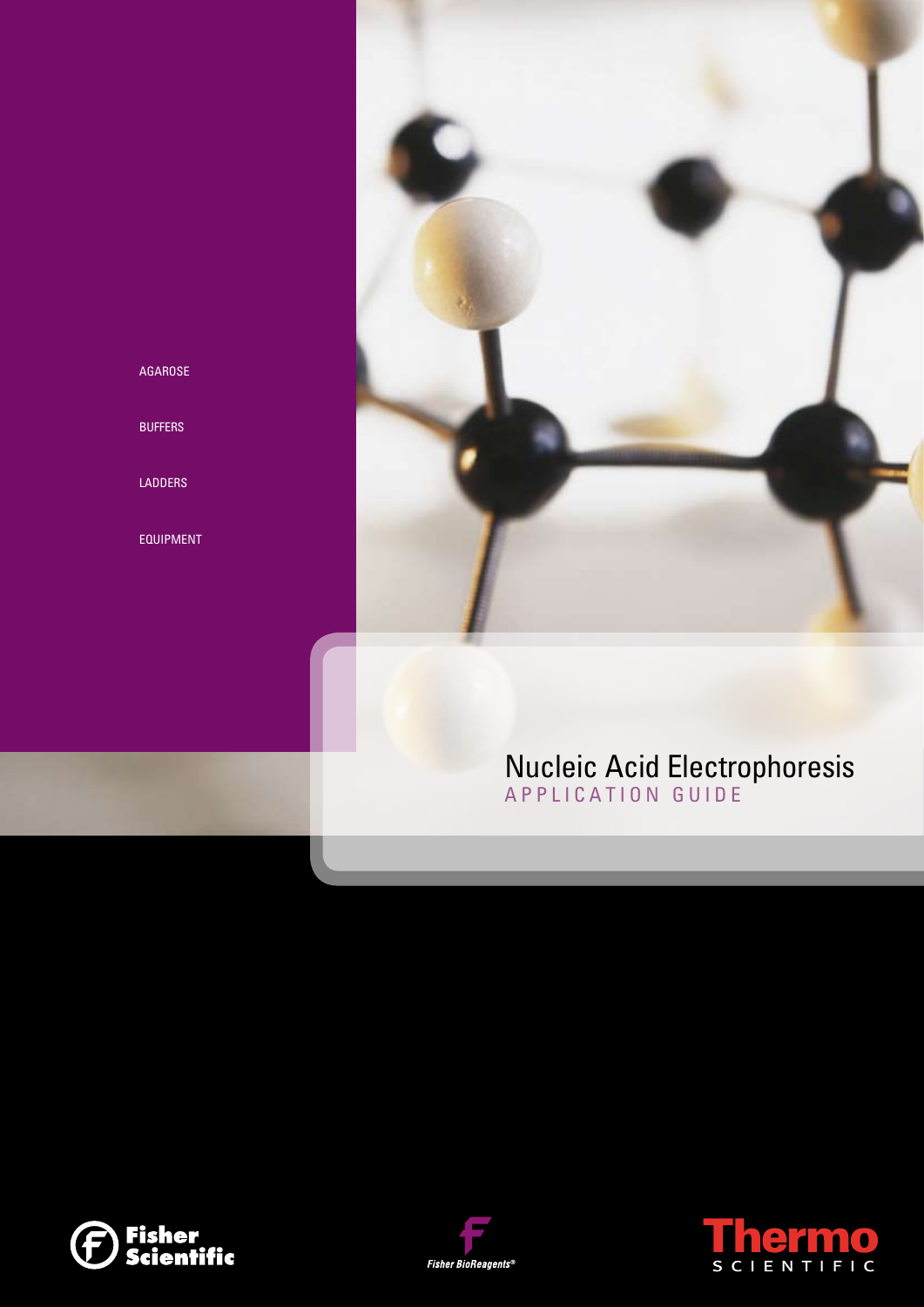AGAROSE

BUFFERS

LADDERS

EQUIPMENT

# Nucleic Acid Electrophoresis

## APPLICATION GUIDE

Fisher Scientific

Fisher BioReagents®

Thermo SCIENTIFIC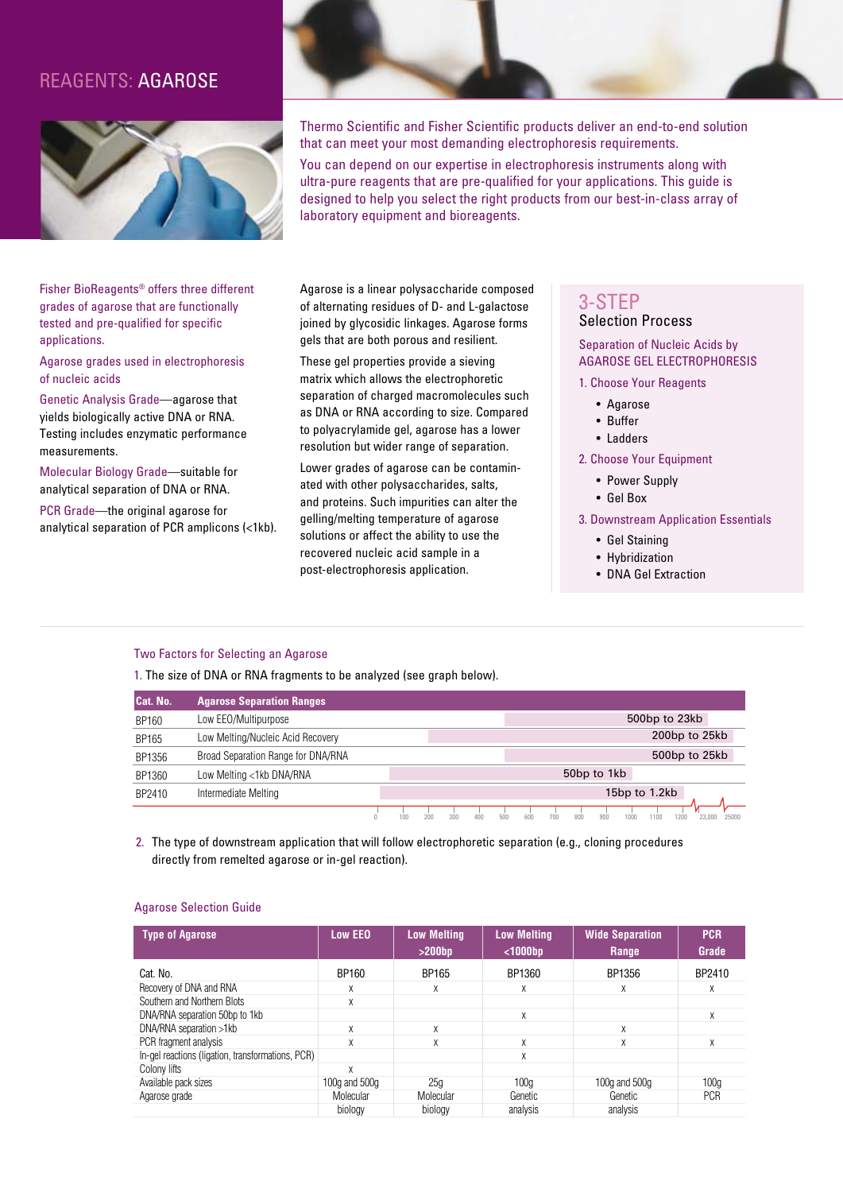# REAGENTS: AGAROSE

Thermo Scientific and Fisher Scientific products deliver an end-to-end solution that can meet your most demanding electrophoresis requirements.

You can depend on our expertise in electrophoresis instruments along with ultra-pure reagents that are pre-qualified for your applications. This guide is designed to help you select the right products from our best-in-class array of laboratory equipment and bioreagents.

Fisher BioReagents® offers three different grades of agarose that are functionally tested and pre-qualified for specific applications.

Agarose grades used in electrophoresis of nucleic acids

Genetic Analysis Grade—agarose that yields biologically active DNA or RNA. Testing includes enzymatic performance measurements.

Molecular Biology Grade—suitable for analytical separation of DNA or RNA.

PCR Grade—the original agarose for analytical separation of PCR amplicons (<1kb).

Agarose is a linear polysaccharide composed of alternating residues of D- and L-galactose joined by glycosidic linkages. Agarose forms gels that are both porous and resilient.

These gel properties provide a sieving matrix which allows the electrophoretic separation of charged macromolecules such as DNA or RNA according to size. Compared to polyacrylamide gel, agarose has a lower resolution but wider range of separation.

Lower grades of agarose can be contaminated with other polysaccharides, salts, and proteins. Such impurities can alter the gelling/melting temperature of agarose solutions or affect the ability to use the recovered nucleic acid sample in a post-electrophoresis application.

## 3-STEP Selection Process

Separation of Nucleic Acids by AGAROSE GEL ELECTROPHORESIS

1. Choose Your Reagents
   - Agarose
   - Buffer
   - Ladders
2. Choose Your Equipment
   - Power Supply
   - Gel Box
3. Downstream Application Essentials
   - Gel Staining
   - Hybridization
   - DNA Gel Extraction

### Two Factors for Selecting an Agarose

1. The size of DNA or RNA fragments to be analyzed (see graph below).

| Cat. No. | Agarose Separation Ranges | |
|---|---|---|
| BP160 | Low EEO/Multipurpose | 500bp to 23kb |
| BP165 | Low Melting/Nucleic Acid Recovery | 200bp to 25kb |
| BP1356 | Broad Separation Range for DNA/RNA | 500bp to 25kb |
| BP1360 | Low Melting <1kb DNA/RNA | 50bp to 1kb |
| BP2410 | Intermediate Melting | 15bp to 1.2kb |

2. The type of downstream application that will follow electrophoretic separation (e.g., cloning procedures directly from remelted agarose or in-gel reaction).

### Agarose Selection Guide

| Type of Agarose | Low EEO | Low Melting >200bp | Low Melting <1000bp | Wide Separation Range | PCR Grade |
|---|---|---|---|---|---|
| Cat. No. | BP160 | BP165 | BP1360 | BP1356 | BP2410 |
| Recovery of DNA and RNA | x | x | x | x | x |
| Southern and Northern Blots | x | | | | |
| DNA/RNA separation 50bp to 1kb | | | x | | x |
| DNA/RNA separation >1kb | x | x | | x | |
| PCR fragment analysis | x | x | x | x | x |
| In-gel reactions (ligation, transformations, PCR) | | | x | | |
| Colony lifts | x | | | | |
| Available pack sizes | 100g and 500g | 25g | 100g | 100g and 500g | 100g |
| Agarose grade | Molecular biology | Molecular biology | Genetic analysis | Genetic analysis | PCR |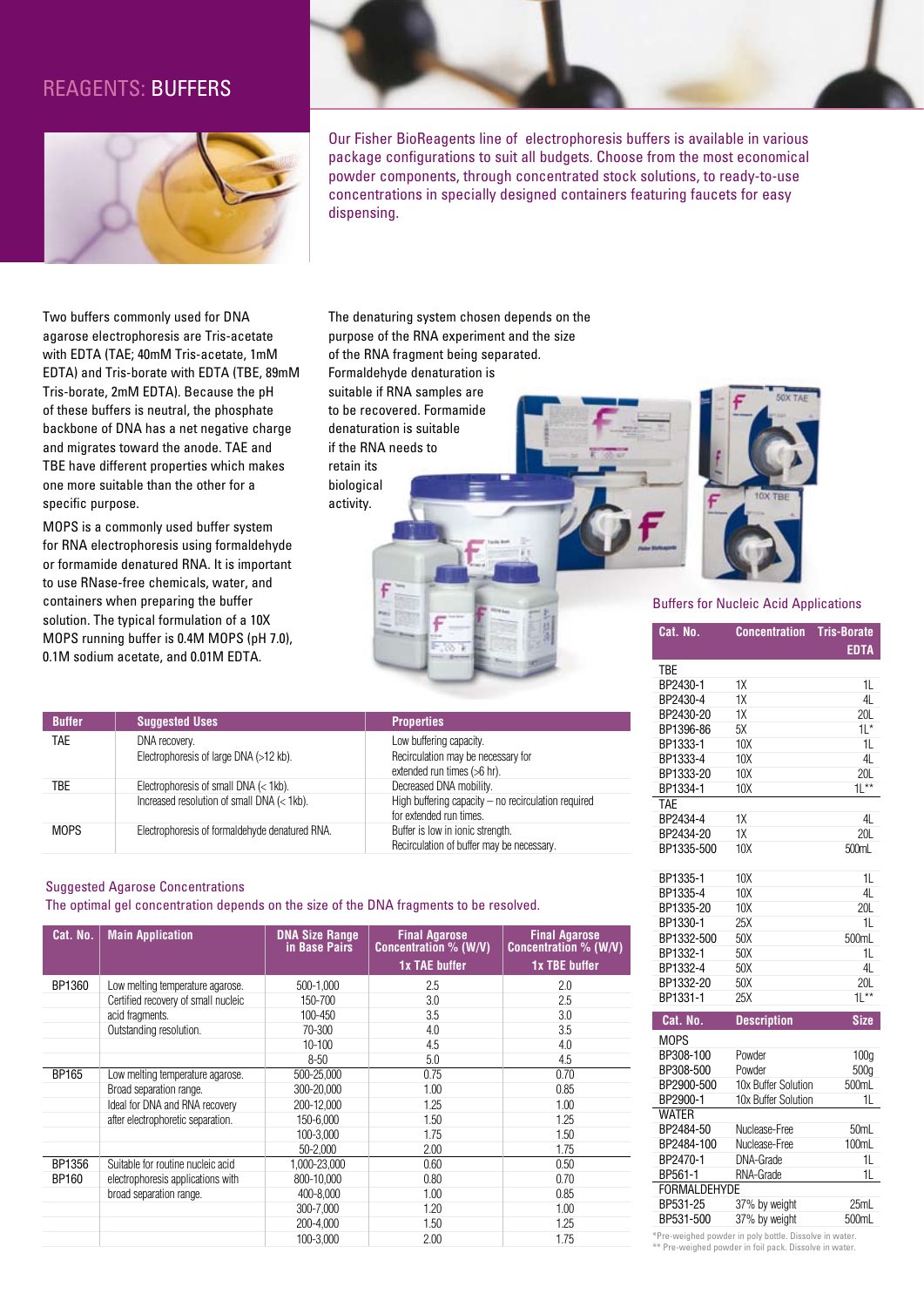# REAGENTS: BUFFERS

Our Fisher BioReagents line of electrophoresis buffers is available in various package configurations to suit all budgets. Choose from the most economical powder components, through concentrated stock solutions, to ready-to-use concentrations in specially designed containers featuring faucets for easy dispensing.

Two buffers commonly used for DNA agarose electrophoresis are Tris-acetate with EDTA (TAE; 40mM Tris-acetate, 1mM EDTA) and Tris-borate with EDTA (TBE, 89mM Tris-borate, 2mM EDTA). Because the pH of these buffers is neutral, the phosphate backbone of DNA has a net negative charge and migrates toward the anode. TAE and TBE have different properties which makes one more suitable than the other for a specific purpose.

MOPS is a commonly used buffer system for RNA electrophoresis using formaldehyde or formamide denatured RNA. It is important to use RNase-free chemicals, water, and containers when preparing the buffer solution. The typical formulation of a 10X MOPS running buffer is 0.4M MOPS (pH 7.0), 0.1M sodium acetate, and 0.01M EDTA.

The denaturing system chosen depends on the purpose of the RNA experiment and the size of the RNA fragment being separated. Formaldehyde denaturation is suitable if RNA samples are to be recovered. Formamide denaturation is suitable if the RNA needs to retain its biological activity.

| Buffer | Suggested Uses | Properties |
|---|---|---|
| TAE | DNA recovery.<br>Electrophoresis of large DNA (>12 kb). | Low buffering capacity.<br>Recirculation may be necessary for extended run times (>6 hr). |
| TBE | Electrophoresis of small DNA (< 1kb).<br>Increased resolution of small DNA (< 1kb). | Decreased DNA mobility.<br>High buffering capacity – no recirculation required for extended run times. |
| MOPS | Electrophoresis of formaldehyde denatured RNA. | Buffer is low in ionic strength.<br>Recirculation of buffer may be necessary. |

## Suggested Agarose Concentrations

The optimal gel concentration depends on the size of the DNA fragments to be resolved.

| Cat. No. | Main Application | DNA Size Range in Base Pairs | Final Agarose Concentration % (W/V) 1x TAE buffer | Final Agarose Concentration % (W/V) 1x TBE buffer |
|---|---|---|---|---|
| BP1360 | Low melting temperature agarose. | 500-1,000 | 2.5 | 2.0 |
| | Certified recovery of small nucleic | 150-700 | 3.0 | 2.5 |
| | acid fragments. | 100-450 | 3.5 | 3.0 |
| | Outstanding resolution. | 70-300 | 4.0 | 3.5 |
| | | 10-100 | 4.5 | 4.0 |
| | | 8-50 | 5.0 | 4.5 |
| BP165 | Low melting temperature agarose. | 500-25,000 | 0.75 | 0.70 |
| | Broad separation range. | 300-20,000 | 1.00 | 0.85 |
| | Ideal for DNA and RNA recovery | 200-12,000 | 1.25 | 1.00 |
| | after electrophoretic separation. | 150-6,000 | 1.50 | 1.25 |
| | | 100-3,000 | 1.75 | 1.50 |
| | | 50-2,000 | 2.00 | 1.75 |
| BP1356 | Suitable for routine nucleic acid | 1,000-23,000 | 0.60 | 0.50 |
| BP160 | electrophoresis applications with | 800-10,000 | 0.80 | 0.70 |
| | broad separation range. | 400-8,000 | 1.00 | 0.85 |
| | | 300-7,000 | 1.20 | 1.00 |
| | | 200-4,000 | 1.50 | 1.25 |
| | | 100-3,000 | 2.00 | 1.75 |

### Buffers for Nucleic Acid Applications

| Cat. No. | Concentration | Tris-Borate EDTA |
|---|---|---|
| **TBE** | | |
| BP2430-1 | 1X | 1L |
| BP2430-4 | 1X | 4L |
| BP2430-20 | 1X | 20L |
| BP1396-86 | 5X | 1L* |
| BP1333-1 | 10X | 1L |
| BP1333-4 | 10X | 4L |
| BP1333-20 | 10X | 20L |
| BP1334-1 | 10X | 1L** |
| **TAE** | | |
| BP2434-4 | 1X | 4L |
| BP2434-20 | 1X | 20L |
| BP1335-500 | 10X | 500mL |
| BP1335-1 | 10X | 1L |
| BP1335-4 | 10X | 4L |
| BP1335-20 | 10X | 20L |
| BP1330-1 | 25X | 1L |
| BP1332-500 | 50X | 500mL |
| BP1332-1 | 50X | 1L |
| BP1332-4 | 50X | 4L |
| BP1332-20 | 50X | 20L |
| BP1331-1 | 25X | 1L** |

| Cat. No. | Description | Size |
|---|---|---|
| **MOPS** | | |
| BP308-100 | Powder | 100g |
| BP308-500 | Powder | 500g |
| BP2900-500 | 10x Buffer Solution | 500mL |
| BP2900-1 | 10x Buffer Solution | 1L |
| **WATER** | | |
| BP2484-50 | Nuclease-Free | 50mL |
| BP2484-100 | Nuclease-Free | 100mL |
| BP2470-1 | DNA-Grade | 1L |
| BP561-1 | RNA-Grade | 1L |
| **FORMALDEHYDE** | | |
| BP531-25 | 37% by weight | 25mL |
| BP531-500 | 37% by weight | 500mL |

*Pre-weighed powder in poly bottle. Dissolve in water.
** Pre-weighed powder in foil pack. Dissolve in water.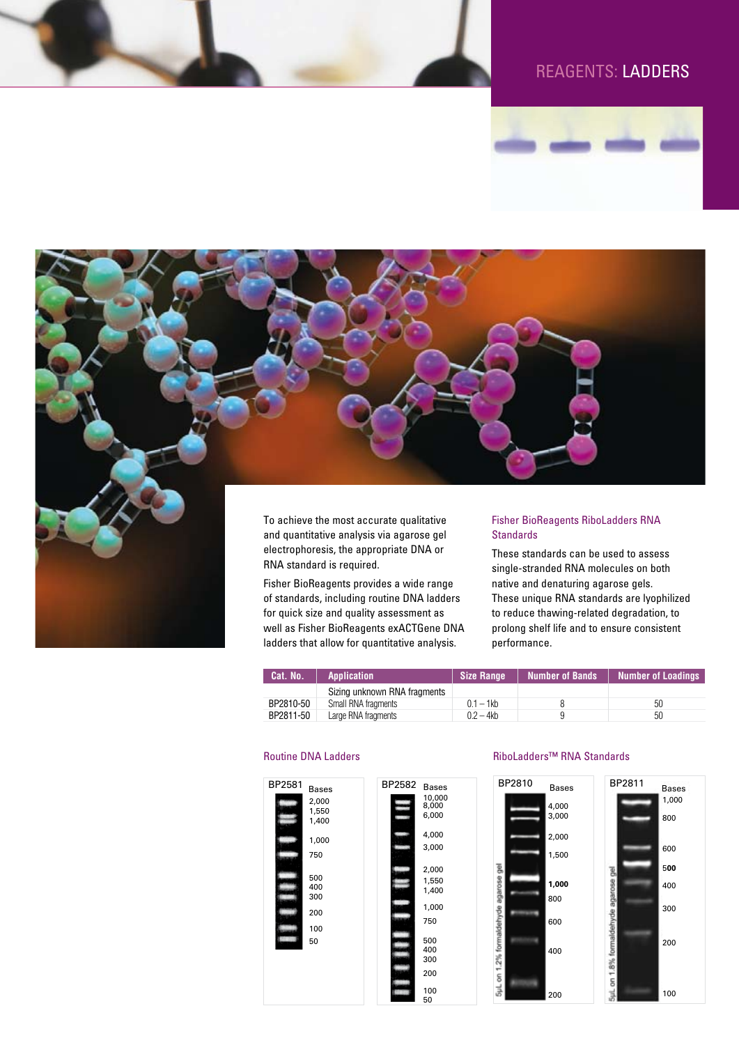# REAGENTS: LADDERS

To achieve the most accurate qualitative and quantitative analysis via agarose gel electrophoresis, the appropriate DNA or RNA standard is required.

Fisher BioReagents provides a wide range of standards, including routine DNA ladders for quick size and quality assessment as well as Fisher BioReagents exACTGene DNA ladders that allow for quantitative analysis.

## Fisher BioReagents RiboLadders RNA Standards

These standards can be used to assess single-stranded RNA molecules on both native and denaturing agarose gels. These unique RNA standards are lyophilized to reduce thawing-related degradation, to prolong shelf life and to ensure consistent performance.

| Cat. No. | Application | Size Range | Number of Bands | Number of Loadings |
|---|---|---|---|---|
| | Sizing unknown RNA fragments | | | |
| BP2810-50 | Small RNA fragments | 0.1 – 1kb | 8 | 50 |
| BP2811-50 | Large RNA fragments | 0.2 – 4kb | 9 | 50 |

### Routine DNA Ladders

**BP2581** — Bases: 2,000; 1,550; 1,400; 1,000; 750; 500; 400; 300; 200; 100; 50

**BP2582** — Bases: 10,000; 8,000; 6,000; 4,000; 3,000; 2,000; 1,550; 1,400; 1,000; 750; 500; 400; 300; 200; 100; 50

### RiboLadders™ RNA Standards

**BP2810** — Bases: 4,000; 3,000; 2,000; 1,500; **1,000**; 800; 600; 400; 200

5µL on 1.2% formaldehyde agarose gel

**BP2811** — Bases: 1,000; 800; 600; **500**; 400; 300; 200; 100

5µL on 1.8% formaldehyde agarose gel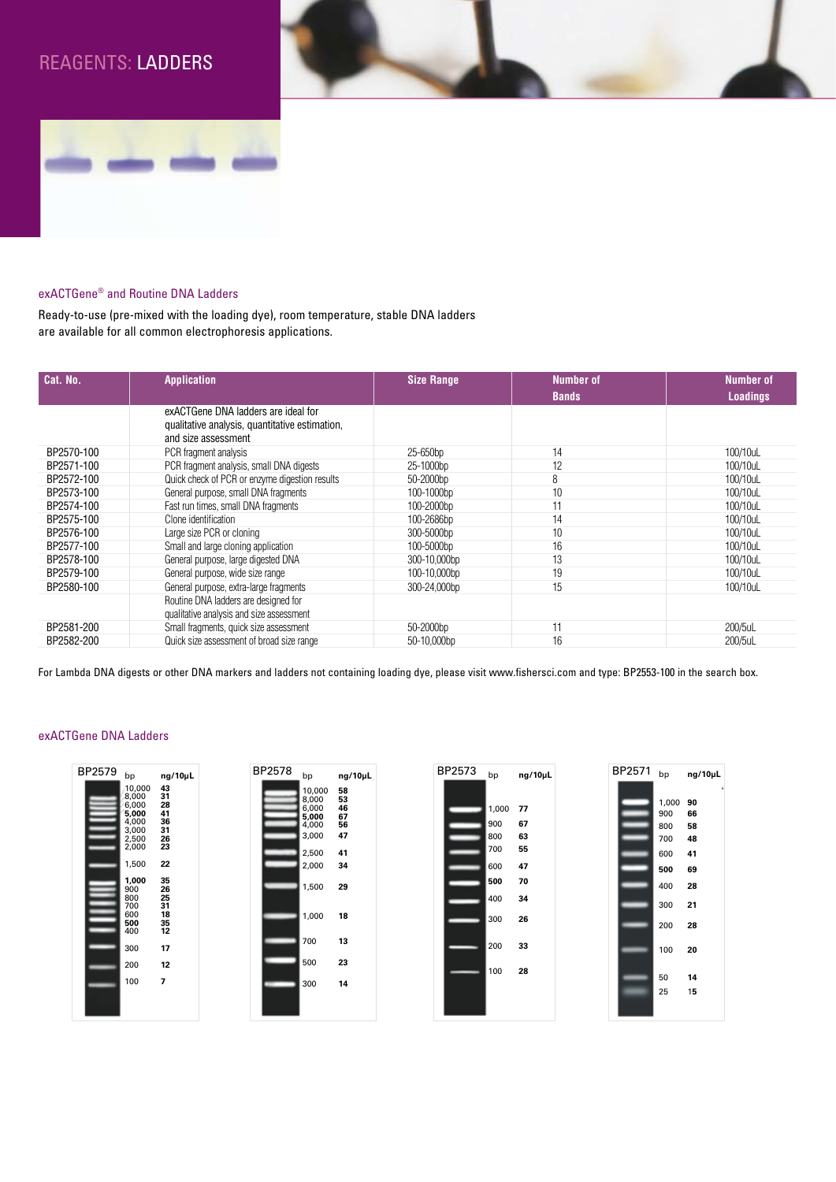# REAGENTS: LADDERS

## exACTGene® and Routine DNA Ladders

Ready-to-use (pre-mixed with the loading dye), room temperature, stable DNA ladders are available for all common electrophoresis applications.

| Cat. No. | Application | Size Range | Number of Bands | Number of Loadings |
|---|---|---|---|---|
| | exACTGene DNA ladders are ideal for qualitative analysis, quantitative estimation, and size assessment | | | |
| BP2570-100 | PCR fragment analysis | 25-650bp | 14 | 100/10uL |
| BP2571-100 | PCR fragment analysis, small DNA digests | 25-1000bp | 12 | 100/10uL |
| BP2572-100 | Quick check of PCR or enzyme digestion results | 50-2000bp | 8 | 100/10uL |
| BP2573-100 | General purpose, small DNA fragments | 100-1000bp | 10 | 100/10uL |
| BP2574-100 | Fast run times, small DNA fragments | 100-2000bp | 11 | 100/10uL |
| BP2575-100 | Clone identification | 100-2686bp | 14 | 100/10uL |
| BP2576-100 | Large size PCR or cloning | 300-5000bp | 10 | 100/10uL |
| BP2577-100 | Small and large cloning application | 100-5000bp | 16 | 100/10uL |
| BP2578-100 | General purpose, large digested DNA | 300-10,000bp | 13 | 100/10uL |
| BP2579-100 | General purpose, wide size range | 100-10,000bp | 19 | 100/10uL |
| BP2580-100 | General purpose, extra-large fragments | 300-24,000bp | 15 | 100/10uL |
| | Routine DNA ladders are designed for qualitative analysis and size assessment | | | |
| BP2581-200 | Small fragments, quick size assessment | 50-2000bp | 11 | 200/5uL |
| BP2582-200 | Quick size assessment of broad size range | 50-10,000bp | 16 | 200/5uL |

For Lambda DNA digests or other DNA markers and ladders not containing loading dye, please visit www.fishersci.com and type: BP2553-100 in the search box.

## exACTGene DNA Ladders

**BP2579**

| bp | ng/10µL |
|---|---|
| 10,000 | 43 |
| 8,000 | 31 |
| 6,000 | 28 |
| **5,000** | **41** |
| 4,000 | 36 |
| 3,000 | 31 |
| 2,500 | 26 |
| 2,000 | 23 |
| 1,500 | 22 |
| **1,000** | **35** |
| 900 | 26 |
| 800 | 25 |
| 700 | 31 |
| 600 | 18 |
| **500** | **35** |
| 400 | 12 |
| 300 | 17 |
| 200 | 12 |
| 100 | 7 |

**BP2578**

| bp | ng/10µL |
|---|---|
| 10,000 | 58 |
| 8,000 | 53 |
| 6,000 | 46 |
| **5,000** | **67** |
| 4,000 | 56 |
| 3,000 | 47 |
| 2,500 | 41 |
| 2,000 | 34 |
| 1,500 | 29 |
| 1,000 | 18 |
| 700 | 13 |
| 500 | 23 |
| 300 | 14 |

**BP2573**

| bp | ng/10µL |
|---|---|
| 1,000 | 77 |
| 900 | 67 |
| 800 | 63 |
| 700 | 55 |
| 600 | 47 |
| **500** | **70** |
| 400 | 34 |
| 300 | 26 |
| 200 | 33 |
| 100 | 28 |

**BP2571**

| bp | ng/10µL |
|---|---|
| 1,000 | 90 |
| 900 | 66 |
| 800 | 58 |
| 700 | 48 |
| 600 | 41 |
| **500** | **69** |
| 400 | 28 |
| 300 | 21 |
| 200 | 28 |
| 100 | 20 |
| 50 | 14 |
| 25 | 15 |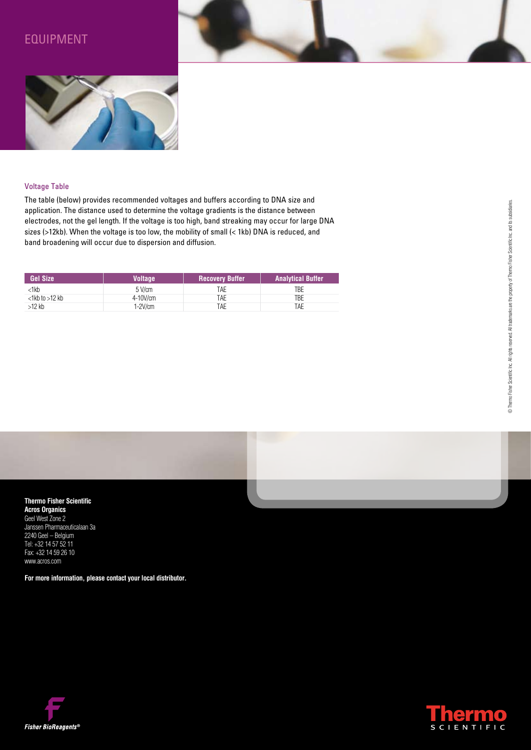# EQUIPMENT

### Voltage Table

The table (below) provides recommended voltages and buffers according to DNA size and application. The distance used to determine the voltage gradients is the distance between electrodes, not the gel length. If the voltage is too high, band streaking may occur for large DNA sizes (>12kb). When the voltage is too low, the mobility of small (< 1kb) DNA is reduced, and band broadening will occur due to dispersion and diffusion.

| Gel Size | Voltage | Recovery Buffer | Analytical Buffer |
|---|---|---|---|
| <1kb | 5 V/cm | TAE | TBE |
| <1kb to >12 kb | 4-10V/cm | TAE | TBE |
| >12 kb | 1-2V/cm | TAE | TAE |

© Thermo Fisher Scientific Inc. All rights reserved. All trademarks are the property of Thermo Fisher Scientific Inc. and its subsidiaries.

**Thermo Fisher Scientific**
**Acros Organics**
Geel West Zone 2
Janssen Pharmaceuticalaan 3a
2240 Geel – Belgium
Tel: +32 14 57 52 11
Fax: +32 14 59 26 10
www.acros.com

**For more information, please contact your local distributor.**

*Fisher BioReagents®*

Thermo SCIENTIFIC